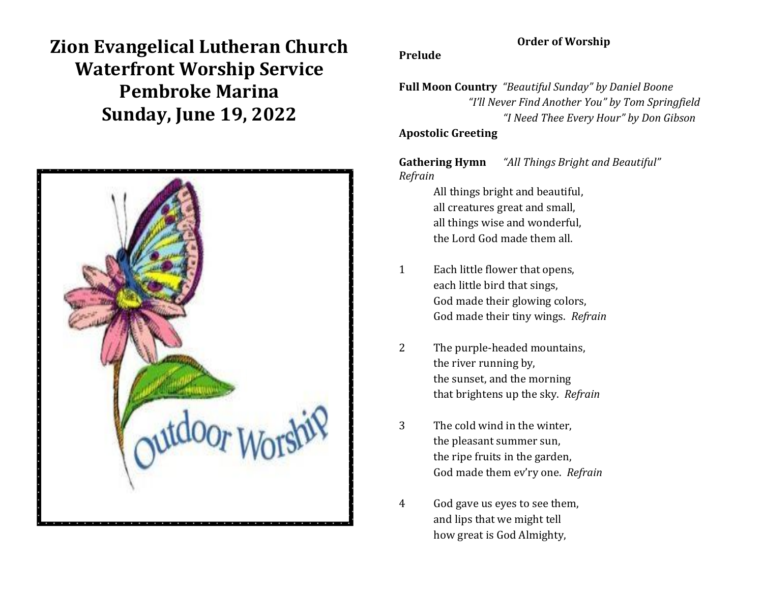# Zion Evangelical Lutheran Church
# Waterfront Worship Service
# Pembroke Marina
# Sunday, June 19, 2022

**Order of Worship**

**Prelude**

**Full Moon Country** *"Beautiful Sunday" by Daniel Boone*
*"I'll Never Find Another You" by Tom Springfield*
*"I Need Thee Every Hour" by Don Gibson*

**Apostolic Greeting**

**Gathering Hymn** *"All Things Bright and Beautiful"*

*Refrain*

All things bright and beautiful,
all creatures great and small,
all things wise and wonderful,
the Lord God made them all.

1 Each little flower that opens,
each little bird that sings,
God made their glowing colors,
God made their tiny wings. *Refrain*

2 The purple-headed mountains,
the river running by,
the sunset, and the morning
that brightens up the sky. *Refrain*

3 The cold wind in the winter,
the pleasant summer sun,
the ripe fruits in the garden,
God made them ev'ry one. *Refrain*

4 God gave us eyes to see them,
and lips that we might tell
how great is God Almighty,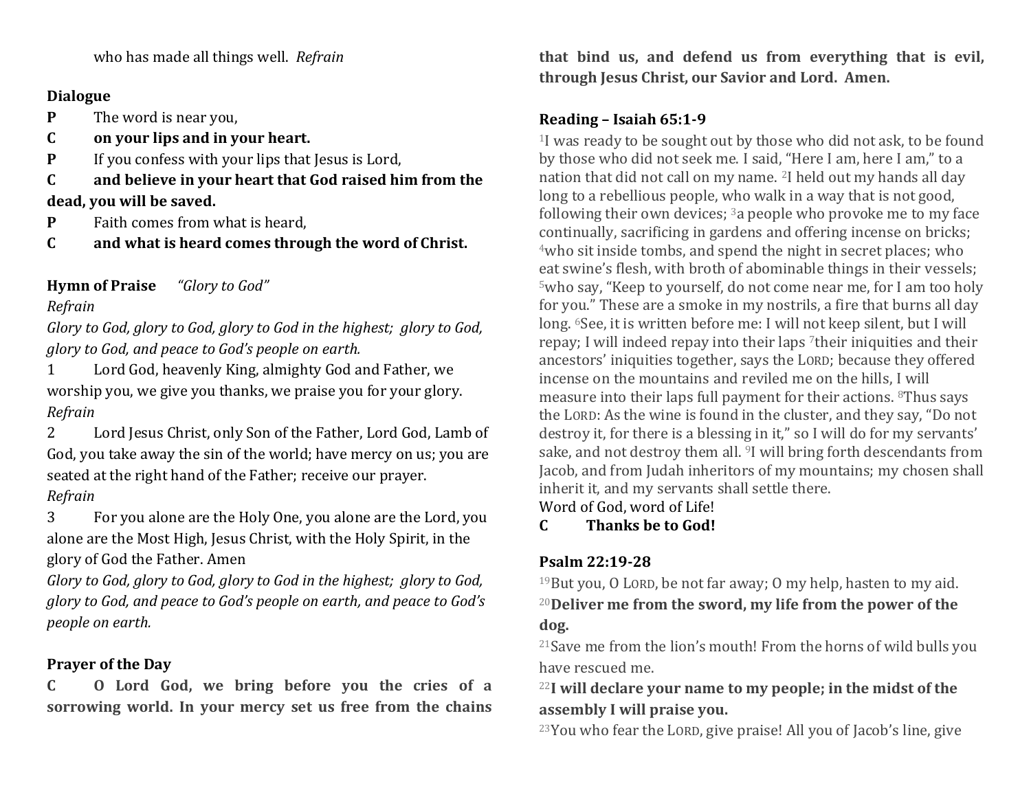who has made all things well. *Refrain*

**Dialogue**

**P** The word is near you,

**C on your lips and in your heart.**

**P** If you confess with your lips that Jesus is Lord,

**C and believe in your heart that God raised him from the dead, you will be saved.**

**P** Faith comes from what is heard,

**C and what is heard comes through the word of Christ.**

**Hymn of Praise** *"Glory to God"*

*Refrain*

*Glory to God, glory to God, glory to God in the highest; glory to God, glory to God, and peace to God's people on earth.*

1 Lord God, heavenly King, almighty God and Father, we worship you, we give you thanks, we praise you for your glory. *Refrain*

2 Lord Jesus Christ, only Son of the Father, Lord God, Lamb of God, you take away the sin of the world; have mercy on us; you are seated at the right hand of the Father; receive our prayer. *Refrain*

3 For you alone are the Holy One, you alone are the Lord, you alone are the Most High, Jesus Christ, with the Holy Spirit, in the glory of God the Father. Amen

*Glory to God, glory to God, glory to God in the highest; glory to God, glory to God, and peace to God's people on earth, and peace to God's people on earth.*

**Prayer of the Day**

**C O Lord God, we bring before you the cries of a sorrowing world. In your mercy set us free from the chains that bind us, and defend us from everything that is evil, through Jesus Christ, our Savior and Lord. Amen.**

**Reading – Isaiah 65:1-9**

[1]I was ready to be sought out by those who did not ask, to be found by those who did not seek me. I said, "Here I am, here I am," to a nation that did not call on my name. [2]I held out my hands all day long to a rebellious people, who walk in a way that is not good, following their own devices; [3]a people who provoke me to my face continually, sacrificing in gardens and offering incense on bricks; [4]who sit inside tombs, and spend the night in secret places; who eat swine's flesh, with broth of abominable things in their vessels; [5]who say, "Keep to yourself, do not come near me, for I am too holy for you." These are a smoke in my nostrils, a fire that burns all day long. [6]See, it is written before me: I will not keep silent, but I will repay; I will indeed repay into their laps [7]their iniquities and their ancestors' iniquities together, says the LORD; because they offered incense on the mountains and reviled me on the hills, I will measure into their laps full payment for their actions. [8]Thus says the LORD: As the wine is found in the cluster, and they say, "Do not destroy it, for there is a blessing in it," so I will do for my servants' sake, and not destroy them all. [9]I will bring forth descendants from Jacob, and from Judah inheritors of my mountains; my chosen shall inherit it, and my servants shall settle there.

Word of God, word of Life!

**C Thanks be to God!**

**Psalm 22:19-28**

[19]But you, O LORD, be not far away; O my help, hasten to my aid.

[20]**Deliver me from the sword, my life from the power of the dog.**

[21]Save me from the lion's mouth! From the horns of wild bulls you have rescued me.

[22]**I will declare your name to my people; in the midst of the assembly I will praise you.**

[23]You who fear the LORD, give praise! All you of Jacob's line, give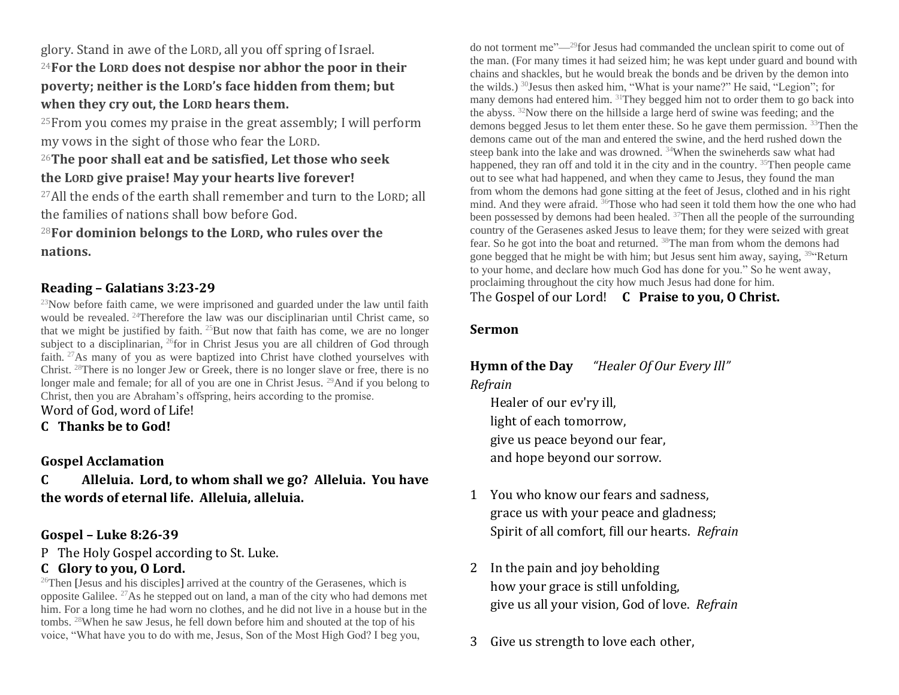glory. Stand in awe of the LORD, all you off spring of Israel.

[24]**For the LORD does not despise nor abhor the poor in their poverty; neither is the LORD's face hidden from them; but when they cry out, the LORD hears them.**

[25]From you comes my praise in the great assembly; I will perform my vows in the sight of those who fear the LORD.

[26]**The poor shall eat and be satisfied, Let those who seek the LORD give praise! May your hearts live forever!**

[27]All the ends of the earth shall remember and turn to the LORD; all the families of nations shall bow before God.

[28]**For dominion belongs to the LORD, who rules over the nations.**

### Reading – Galatians 3:23-29

[23]Now before faith came, we were imprisoned and guarded under the law until faith would be revealed. [24]Therefore the law was our disciplinarian until Christ came, so that we might be justified by faith. [25]But now that faith has come, we are no longer subject to a disciplinarian, [26]for in Christ Jesus you are all children of God through faith. [27]As many of you as were baptized into Christ have clothed yourselves with Christ. [28]There is no longer Jew or Greek, there is no longer slave or free, there is no longer male and female; for all of you are one in Christ Jesus. [29]And if you belong to Christ, then you are Abraham's offspring, heirs according to the promise.

Word of God, word of Life!

**C Thanks be to God!**

### Gospel Acclamation

**C Alleluia. Lord, to whom shall we go? Alleluia. You have the words of eternal life. Alleluia, alleluia.**

### Gospel – Luke 8:26-39

P The Holy Gospel according to St. Luke.

**C Glory to you, O Lord.**

[26]Then [Jesus and his disciples] arrived at the country of the Gerasenes, which is opposite Galilee. [27]As he stepped out on land, a man of the city who had demons met him. For a long time he had worn no clothes, and he did not live in a house but in the tombs. [28]When he saw Jesus, he fell down before him and shouted at the top of his voice, "What have you to do with me, Jesus, Son of the Most High God? I beg you, do not torment me"—[29]for Jesus had commanded the unclean spirit to come out of the man. (For many times it had seized him; he was kept under guard and bound with chains and shackles, but he would break the bonds and be driven by the demon into the wilds.) [30]Jesus then asked him, "What is your name?" He said, "Legion"; for many demons had entered him. [31]They begged him not to order them to go back into the abyss. [32]Now there on the hillside a large herd of swine was feeding; and the demons begged Jesus to let them enter these. So he gave them permission. [33]Then the demons came out of the man and entered the swine, and the herd rushed down the steep bank into the lake and was drowned. [34]When the swineherds saw what had happened, they ran off and told it in the city and in the country. [35]Then people came out to see what had happened, and when they came to Jesus, they found the man from whom the demons had gone sitting at the feet of Jesus, clothed and in his right mind. And they were afraid. [36]Those who had seen it told them how the one who had been possessed by demons had been healed. [37]Then all the people of the surrounding country of the Gerasenes asked Jesus to leave them; for they were seized with great fear. So he got into the boat and returned. [38]The man from whom the demons had gone begged that he might be with him; but Jesus sent him away, saying, [39]"Return to your home, and declare how much God has done for you." So he went away, proclaiming throughout the city how much Jesus had done for him.

The Gospel of our Lord! **C Praise to you, O Christ.**

### Sermon

### Hymn of the Day *"Healer Of Our Every Ill"*

*Refrain*

Healer of our ev'ry ill,
light of each tomorrow,
give us peace beyond our fear,
and hope beyond our sorrow.

1 You who know our fears and sadness,
grace us with your peace and gladness;
Spirit of all comfort, fill our hearts. *Refrain*

2 In the pain and joy beholding
how your grace is still unfolding,
give us all your vision, God of love. *Refrain*

3 Give us strength to love each other,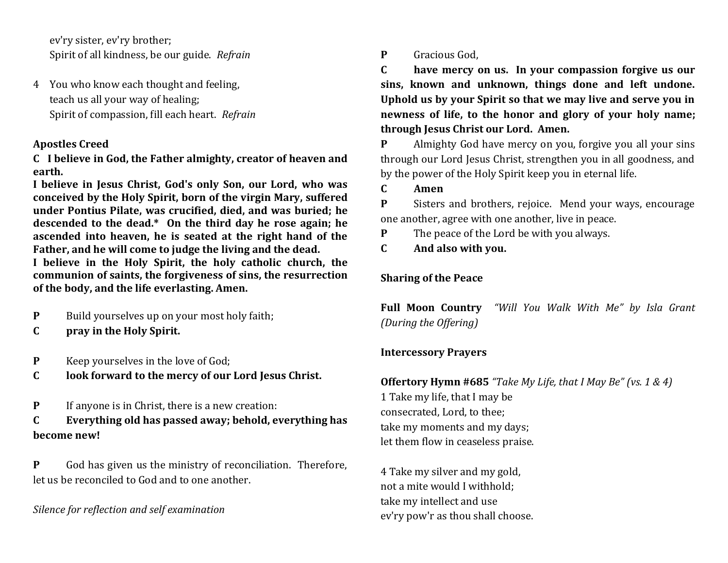ev'ry sister, ev'ry brother;
Spirit of all kindness, be our guide. *Refrain*

4 You who know each thought and feeling,
teach us all your way of healing;
Spirit of compassion, fill each heart. *Refrain*

**Apostles Creed**

**C I believe in God, the Father almighty, creator of heaven and earth.**

**I believe in Jesus Christ, God's only Son, our Lord, who was conceived by the Holy Spirit, born of the virgin Mary, suffered under Pontius Pilate, was crucified, died, and was buried; he descended to the dead.* On the third day he rose again; he ascended into heaven, he is seated at the right hand of the Father, and he will come to judge the living and the dead.**

**I believe in the Holy Spirit, the holy catholic church, the communion of saints, the forgiveness of sins, the resurrection of the body, and the life everlasting. Amen.**

**P** Build yourselves up on your most holy faith;
**C pray in the Holy Spirit.**

**P** Keep yourselves in the love of God;
**C look forward to the mercy of our Lord Jesus Christ.**

**P** If anyone is in Christ, there is a new creation:
**C Everything old has passed away; behold, everything has become new!**

**P** God has given us the ministry of reconciliation. Therefore, let us be reconciled to God and to one another.

*Silence for reflection and self examination*

**P** Gracious God,
**C have mercy on us. In your compassion forgive us our sins, known and unknown, things done and left undone. Uphold us by your Spirit so that we may live and serve you in newness of life, to the honor and glory of your holy name; through Jesus Christ our Lord. Amen.**

**P** Almighty God have mercy on you, forgive you all your sins through our Lord Jesus Christ, strengthen you in all goodness, and by the power of the Holy Spirit keep you in eternal life.
**C Amen**

**P** Sisters and brothers, rejoice. Mend your ways, encourage one another, agree with one another, live in peace.
**P** The peace of the Lord be with you always.
**C And also with you.**

**Sharing of the Peace**

**Full Moon Country** *"Will You Walk With Me" by Isla Grant (During the Offering)*

**Intercessory Prayers**

**Offertory Hymn #685** *"Take My Life, that I May Be" (vs. 1 & 4)*

1 Take my life, that I may be
consecrated, Lord, to thee;
take my moments and my days;
let them flow in ceaseless praise.

4 Take my silver and my gold,
not a mite would I withhold;
take my intellect and use
ev'ry pow'r as thou shall choose.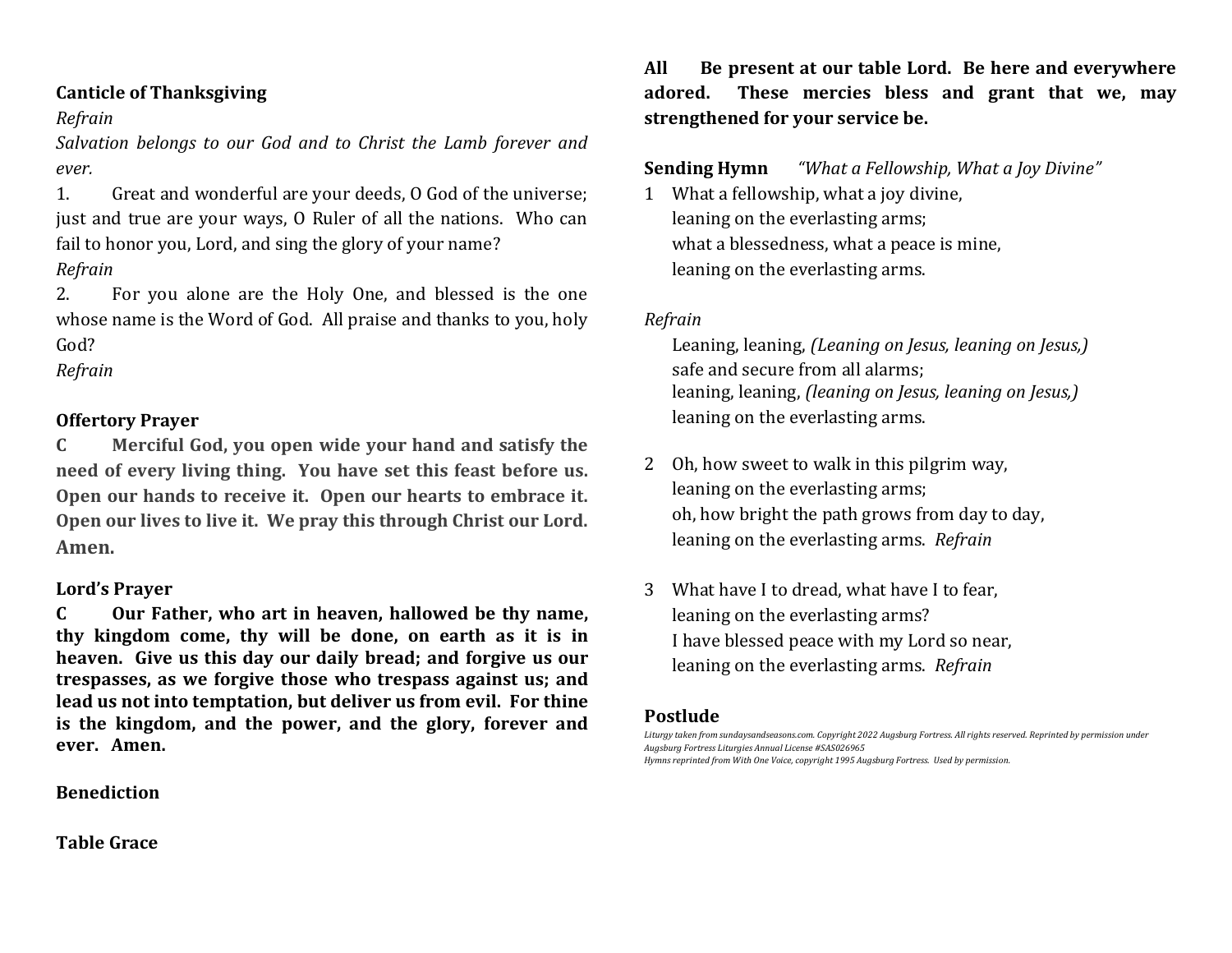**Canticle of Thanksgiving**

*Refrain*

*Salvation belongs to our God and to Christ the Lamb forever and ever.*

1. Great and wonderful are your deeds, O God of the universe; just and true are your ways, O Ruler of all the nations. Who can fail to honor you, Lord, and sing the glory of your name?

*Refrain*

2. For you alone are the Holy One, and blessed is the one whose name is the Word of God. All praise and thanks to you, holy God?

*Refrain*

**Offertory Prayer**

**C Merciful God, you open wide your hand and satisfy the need of every living thing. You have set this feast before us. Open our hands to receive it. Open our hearts to embrace it. Open our lives to live it. We pray this through Christ our Lord. Amen.**

**Lord's Prayer**

**C Our Father, who art in heaven, hallowed be thy name, thy kingdom come, thy will be done, on earth as it is in heaven. Give us this day our daily bread; and forgive us our trespasses, as we forgive those who trespass against us; and lead us not into temptation, but deliver us from evil. For thine is the kingdom, and the power, and the glory, forever and ever. Amen.**

**Benediction**

**Table Grace**

**All Be present at our table Lord. Be here and everywhere adored. These mercies bless and grant that we, may strengthened for your service be.**

**Sending Hymn** *"What a Fellowship, What a Joy Divine"*

1 What a fellowship, what a joy divine,
leaning on the everlasting arms;
what a blessedness, what a peace is mine,
leaning on the everlasting arms.

*Refrain*

Leaning, leaning, *(Leaning on Jesus, leaning on Jesus,)*
safe and secure from all alarms;
leaning, leaning, *(leaning on Jesus, leaning on Jesus,)*
leaning on the everlasting arms.

2 Oh, how sweet to walk in this pilgrim way,
leaning on the everlasting arms;
oh, how bright the path grows from day to day,
leaning on the everlasting arms. *Refrain*

3 What have I to dread, what have I to fear,
leaning on the everlasting arms?
I have blessed peace with my Lord so near,
leaning on the everlasting arms. *Refrain*

**Postlude**

*Liturgy taken from sundaysandseasons.com. Copyright 2022 Augsburg Fortress. All rights reserved. Reprinted by permission under Augsburg Fortress Liturgies Annual License #SAS026965*

*Hymns reprinted from With One Voice, copyright 1995 Augsburg Fortress. Used by permission.*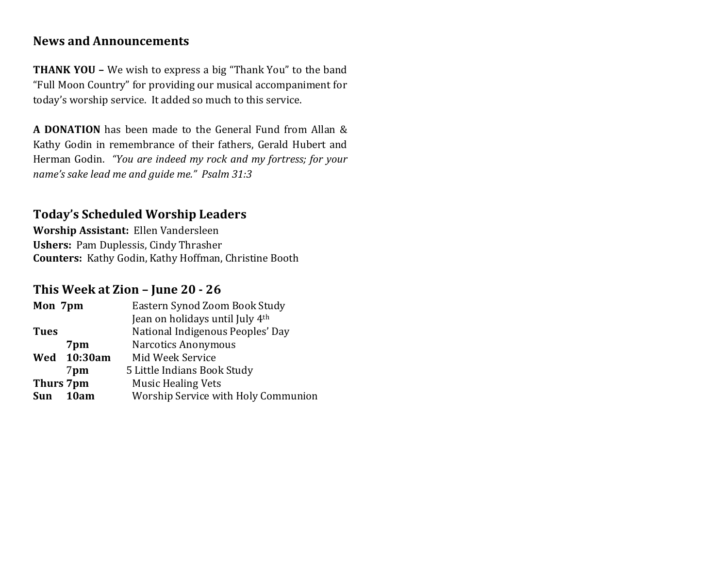## News and Announcements

**THANK YOU –** We wish to express a big "Thank You" to the band "Full Moon Country" for providing our musical accompaniment for today's worship service. It added so much to this service.

**A DONATION** has been made to the General Fund from Allan & Kathy Godin in remembrance of their fathers, Gerald Hubert and Herman Godin. *"You are indeed my rock and my fortress; for your name's sake lead me and guide me." Psalm 31:3*

## Today's Scheduled Worship Leaders

**Worship Assistant:** Ellen Vandersleen
**Ushers:** Pam Duplessis, Cindy Thrasher
**Counters:** Kathy Godin, Kathy Hoffman, Christine Booth

## This Week at Zion – June 20 - 26

| | | |
|---|---|---|
| **Mon** | **7pm** | Eastern Synod Zoom Book Study |
| | | Jean on holidays until July 4th |
| **Tues** | | National Indigenous Peoples' Day |
| | **7pm** | Narcotics Anonymous |
| **Wed** | **10:30am** | Mid Week Service |
| | **7pm** | 5 Little Indians Book Study |
| **Thurs** | **7pm** | Music Healing Vets |
| **Sun** | **10am** | Worship Service with Holy Communion |